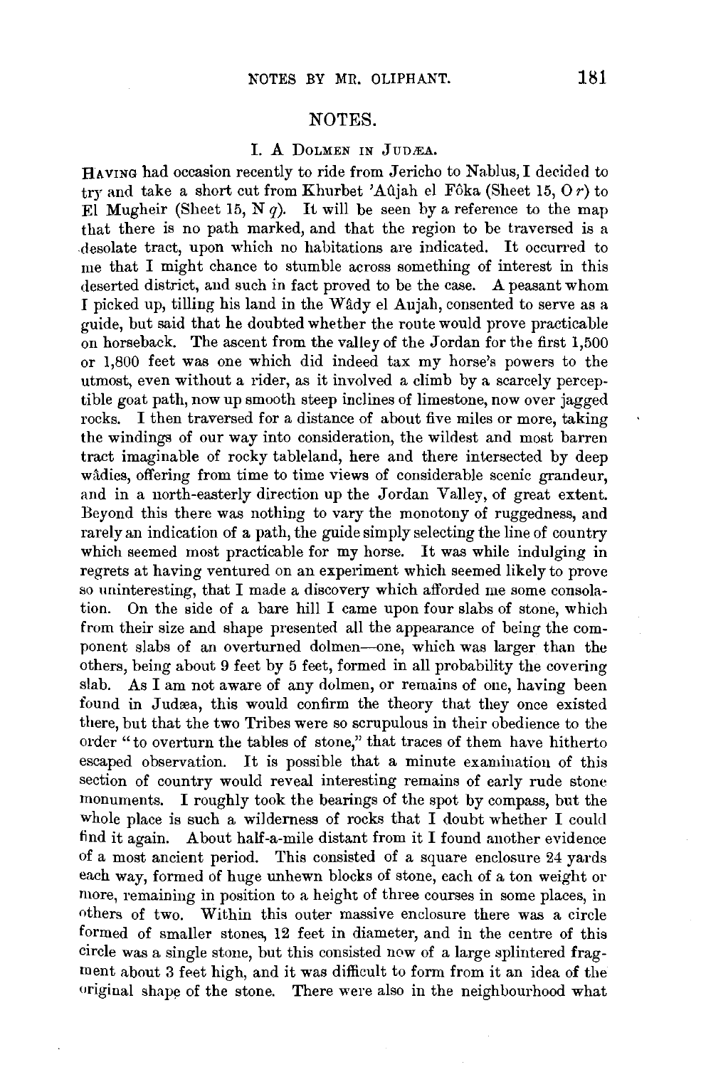## NOTES.

### I. A Dolmen in Judæa.

Having had occasion recently to ride from Jericho to Nablus, I decided to try and take a short cut from Khurbet 'Aûjah el Fôka (Sheet 15, O *r*) to El Mugheir (Sheet 15, N *q*). It will be seen by a reference to the map that there is no path marked, and that the region to be traversed is a desolate tract, upon which no habitations are indicated. It occurred to me that I might chance to stumble across something of interest in this deserted district, and such in fact proved to be the case. A peasant whom I picked up, tilling his land in the Wâdy el Aujah, consented to serve as a guide, but said that he doubted whether the route would prove practicable on horseback. The ascent from the valley of the Jordan for the first 1,500 or 1,800 feet was one which did indeed tax my horse's powers to the utmost, even without a rider, as it involved a climb by a scarcely perceptible goat path, now up smooth steep inclines of limestone, now over jagged rocks. I then traversed for a distance of about five miles or more, taking the windings of our way into consideration, the wildest and most barren tract imaginable of rocky tableland, here and there intersected by deep wâdies, offering from time to time views of considerable scenic grandeur, and in a north-easterly direction up the Jordan Valley, of great extent. Beyond this there was nothing to vary the monotony of ruggedness, and rarely an indication of a path, the guide simply selecting the line of country which seemed most practicable for my horse. It was while indulging in regrets at having ventured on an experiment which seemed likely to prove so uninteresting, that I made a discovery which afforded me some consolation. On the side of a bare hill I came upon four slabs of stone, which from their size and shape presented all the appearance of being the component slabs of an overturned dolmen—one, which was larger than the others, being about 9 feet by 5 feet, formed in all probability the covering slab. As I am not aware of any dolmen, or remains of one, having been found in Judæa, this would confirm the theory that they once existed there, but that the two Tribes were so scrupulous in their obedience to the order "to overturn the tables of stone," that traces of them have hitherto escaped observation. It is possible that a minute examination of this section of country would reveal interesting remains of early rude stone monuments. I roughly took the bearings of the spot by compass, but the whole place is such a wilderness of rocks that I doubt whether I could find it again. About half-a-mile distant from it I found another evidence of a most ancient period. This consisted of a square enclosure 24 yards each way, formed of huge unhewn blocks of stone, each of a ton weight or more, remaining in position to a height of three courses in some places, in others of two. Within this outer massive enclosure there was a circle formed of smaller stones, 12 feet in diameter, and in the centre of this circle was a single stone, but this consisted now of a large splintered fragment about 3 feet high, and it was difficult to form from it an idea of the original shape of the stone. There were also in the neighbourhood what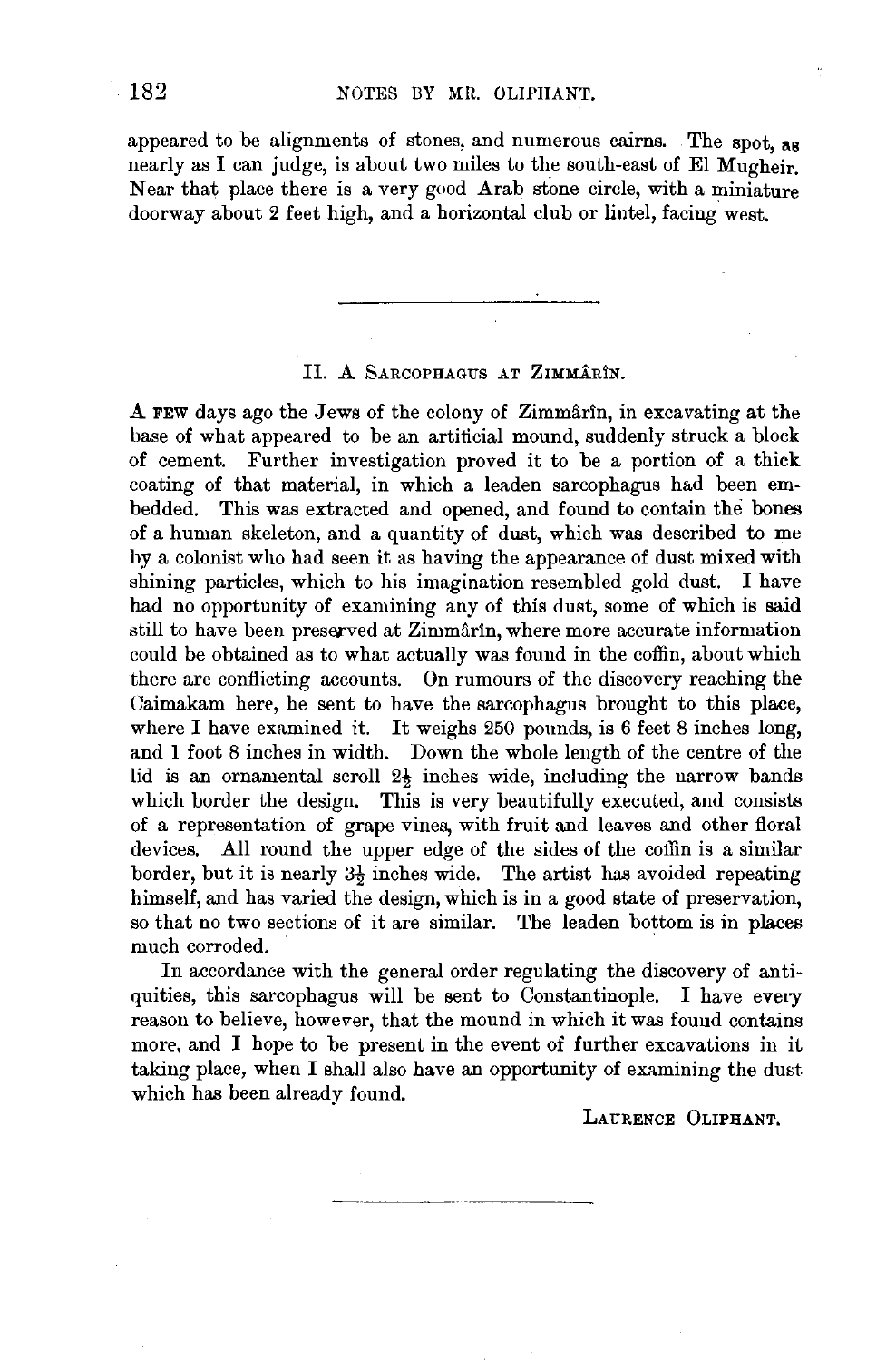appeared to be alignments of stones, and numerous cairns. The spot, as nearly as I can judge, is about two miles to the south-east of El Mugheir. Near that place there is a very good Arab stone circle, with a miniature doorway about 2 feet high, and a horizontal club or lintel, facing west.

---

## II. A Sarcophagus at Zimmârîn.

A few days ago the Jews of the colony of Zimmârîn, in excavating at the base of what appeared to be an artificial mound, suddenly struck a block of cement. Further investigation proved it to be a portion of a thick coating of that material, in which a leaden sarcophagus had been embedded. This was extracted and opened, and found to contain the bones of a human skeleton, and a quantity of dust, which was described to me by a colonist who had seen it as having the appearance of dust mixed with shining particles, which to his imagination resembled gold dust. I have had no opportunity of examining any of this dust, some of which is said still to have been preserved at Zimmârîn, where more accurate information could be obtained as to what actually was found in the coffin, about which there are conflicting accounts. On rumours of the discovery reaching the Caimakam here, he sent to have the sarcophagus brought to this place, where I have examined it. It weighs 250 pounds, is 6 feet 8 inches long, and 1 foot 8 inches in width. Down the whole length of the centre of the lid is an ornamental scroll $2\frac{1}{2}$ inches wide, including the narrow bands which border the design. This is very beautifully executed, and consists of a representation of grape vines, with fruit and leaves and other floral devices. All round the upper edge of the sides of the coffin is a similar border, but it is nearly $3\frac{1}{2}$ inches wide. The artist has avoided repeating himself, and has varied the design, which is in a good state of preservation, so that no two sections of it are similar. The leaden bottom is in places much corroded.

In accordance with the general order regulating the discovery of antiquities, this sarcophagus will be sent to Constantinople. I have every reason to believe, however, that the mound in which it was found contains more, and I hope to be present in the event of further excavations in it taking place, when I shall also have an opportunity of examining the dust which has been already found.

Laurence Oliphant.